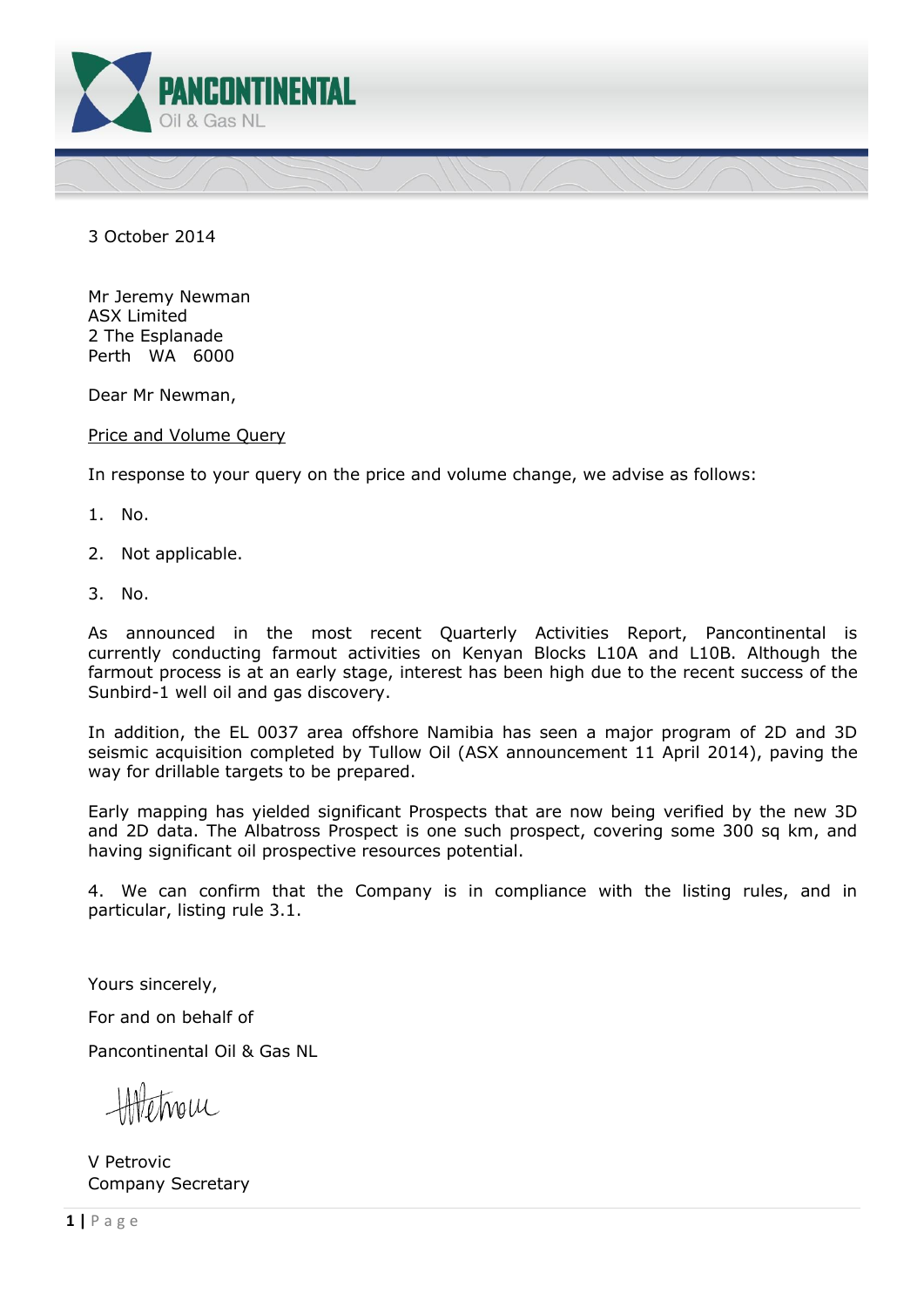**PANCONTINENTAL**
Oil & Gas NL

3 October 2014

Mr Jeremy Newman
ASX Limited
2 The Esplanade
Perth WA 6000

Dear Mr Newman,

Price and Volume Query

In response to your query on the price and volume change, we advise as follows:

1. No.

2. Not applicable.

3. No.

As announced in the most recent Quarterly Activities Report, Pancontinental is currently conducting farmout activities on Kenyan Blocks L10A and L10B. Although the farmout process is at an early stage, interest has been high due to the recent success of the Sunbird-1 well oil and gas discovery.

In addition, the EL 0037 area offshore Namibia has seen a major program of 2D and 3D seismic acquisition completed by Tullow Oil (ASX announcement 11 April 2014), paving the way for drillable targets to be prepared.

Early mapping has yielded significant Prospects that are now being verified by the new 3D and 2D data. The Albatross Prospect is one such prospect, covering some 300 sq km, and having significant oil prospective resources potential.

4. We can confirm that the Company is in compliance with the listing rules, and in particular, listing rule 3.1.

Yours sincerely,

For and on behalf of

Pancontinental Oil & Gas NL

V Petrovic
Company Secretary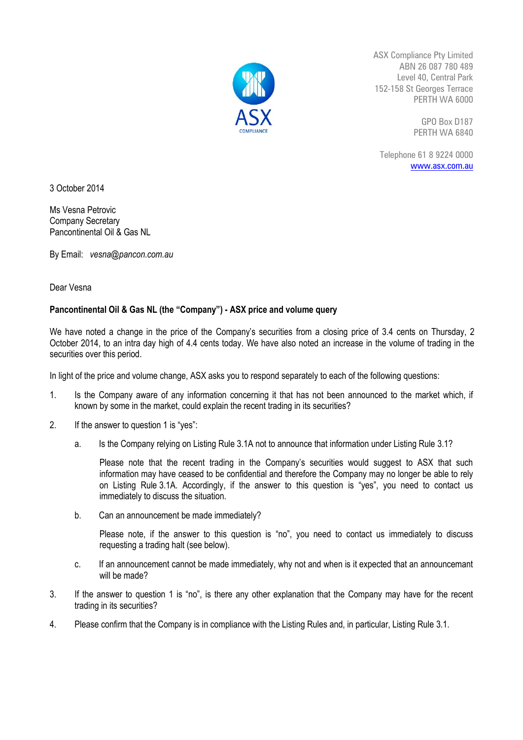ASX Compliance Pty Limited
ABN 26 087 780 489
Level 40, Central Park
152-158 St Georges Terrace
PERTH WA 6000

GPO Box D187
PERTH WA 6840

Telephone 61 8 9224 0000
www.asx.com.au

3 October 2014

Ms Vesna Petrovic
Company Secretary
Pancontinental Oil & Gas NL

By Email: *vesna@pancon.com.au*

Dear Vesna

**Pancontinental Oil & Gas NL (the "Company") - ASX price and volume query**

We have noted a change in the price of the Company's securities from a closing price of 3.4 cents on Thursday, 2 October 2014, to an intra day high of 4.4 cents today. We have also noted an increase in the volume of trading in the securities over this period.

In light of the price and volume change, ASX asks you to respond separately to each of the following questions:

1. Is the Company aware of any information concerning it that has not been announced to the market which, if known by some in the market, could explain the recent trading in its securities?

2. If the answer to question 1 is "yes":

   a. Is the Company relying on Listing Rule 3.1A not to announce that information under Listing Rule 3.1?

      Please note that the recent trading in the Company's securities would suggest to ASX that such information may have ceased to be confidential and therefore the Company may no longer be able to rely on Listing Rule 3.1A. Accordingly, if the answer to this question is "yes", you need to contact us immediately to discuss the situation.

   b. Can an announcement be made immediately?

      Please note, if the answer to this question is "no", you need to contact us immediately to discuss requesting a trading halt (see below).

   c. If an announcement cannot be made immediately, why not and when is it expected that an announcemant will be made?

3. If the answer to question 1 is "no", is there any other explanation that the Company may have for the recent trading in its securities?

4. Please confirm that the Company is in compliance with the Listing Rules and, in particular, Listing Rule 3.1.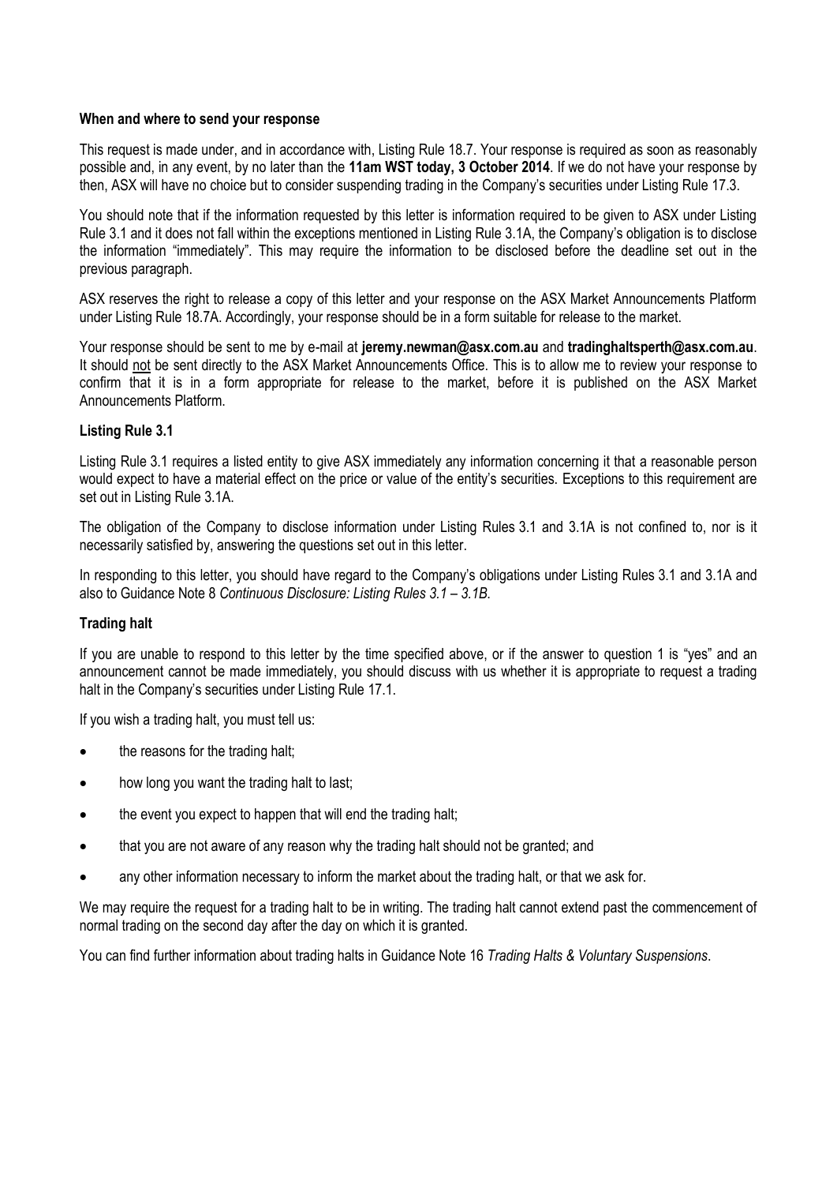**When and where to send your response**

This request is made under, and in accordance with, Listing Rule 18.7. Your response is required as soon as reasonably possible and, in any event, by no later than the **11am WST today, 3 October 2014**. If we do not have your response by then, ASX will have no choice but to consider suspending trading in the Company's securities under Listing Rule 17.3.

You should note that if the information requested by this letter is information required to be given to ASX under Listing Rule 3.1 and it does not fall within the exceptions mentioned in Listing Rule 3.1A, the Company's obligation is to disclose the information "immediately". This may require the information to be disclosed before the deadline set out in the previous paragraph.

ASX reserves the right to release a copy of this letter and your response on the ASX Market Announcements Platform under Listing Rule 18.7A. Accordingly, your response should be in a form suitable for release to the market.

Your response should be sent to me by e-mail at **jeremy.newman@asx.com.au** and **tradinghaltsperth@asx.com.au**. It should not be sent directly to the ASX Market Announcements Office. This is to allow me to review your response to confirm that it is in a form appropriate for release to the market, before it is published on the ASX Market Announcements Platform.

**Listing Rule 3.1**

Listing Rule 3.1 requires a listed entity to give ASX immediately any information concerning it that a reasonable person would expect to have a material effect on the price or value of the entity's securities. Exceptions to this requirement are set out in Listing Rule 3.1A.

The obligation of the Company to disclose information under Listing Rules 3.1 and 3.1A is not confined to, nor is it necessarily satisfied by, answering the questions set out in this letter.

In responding to this letter, you should have regard to the Company's obligations under Listing Rules 3.1 and 3.1A and also to Guidance Note 8 *Continuous Disclosure: Listing Rules 3.1 – 3.1B*.

**Trading halt**

If you are unable to respond to this letter by the time specified above, or if the answer to question 1 is "yes" and an announcement cannot be made immediately, you should discuss with us whether it is appropriate to request a trading halt in the Company's securities under Listing Rule 17.1.

If you wish a trading halt, you must tell us:

- the reasons for the trading halt;
- how long you want the trading halt to last;
- the event you expect to happen that will end the trading halt;
- that you are not aware of any reason why the trading halt should not be granted; and
- any other information necessary to inform the market about the trading halt, or that we ask for.

We may require the request for a trading halt to be in writing. The trading halt cannot extend past the commencement of normal trading on the second day after the day on which it is granted.

You can find further information about trading halts in Guidance Note 16 *Trading Halts & Voluntary Suspensions*.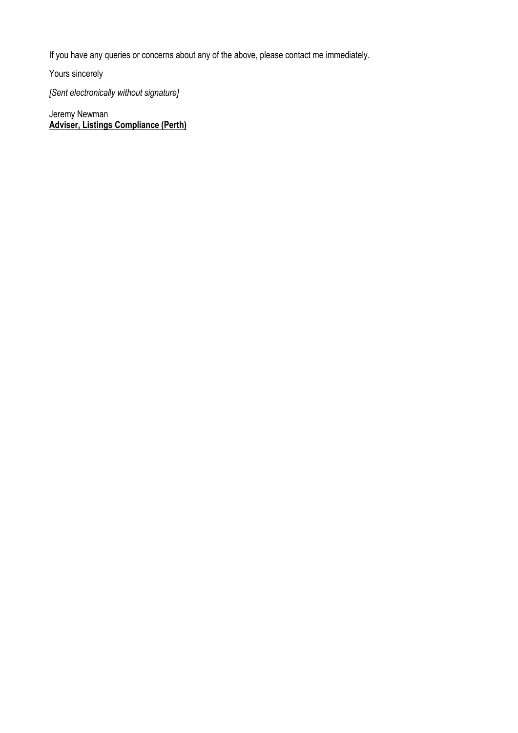If you have any queries or concerns about any of the above, please contact me immediately.

Yours sincerely

*[Sent electronically without signature]*

Jeremy Newman
**Adviser, Listings Compliance (Perth)**